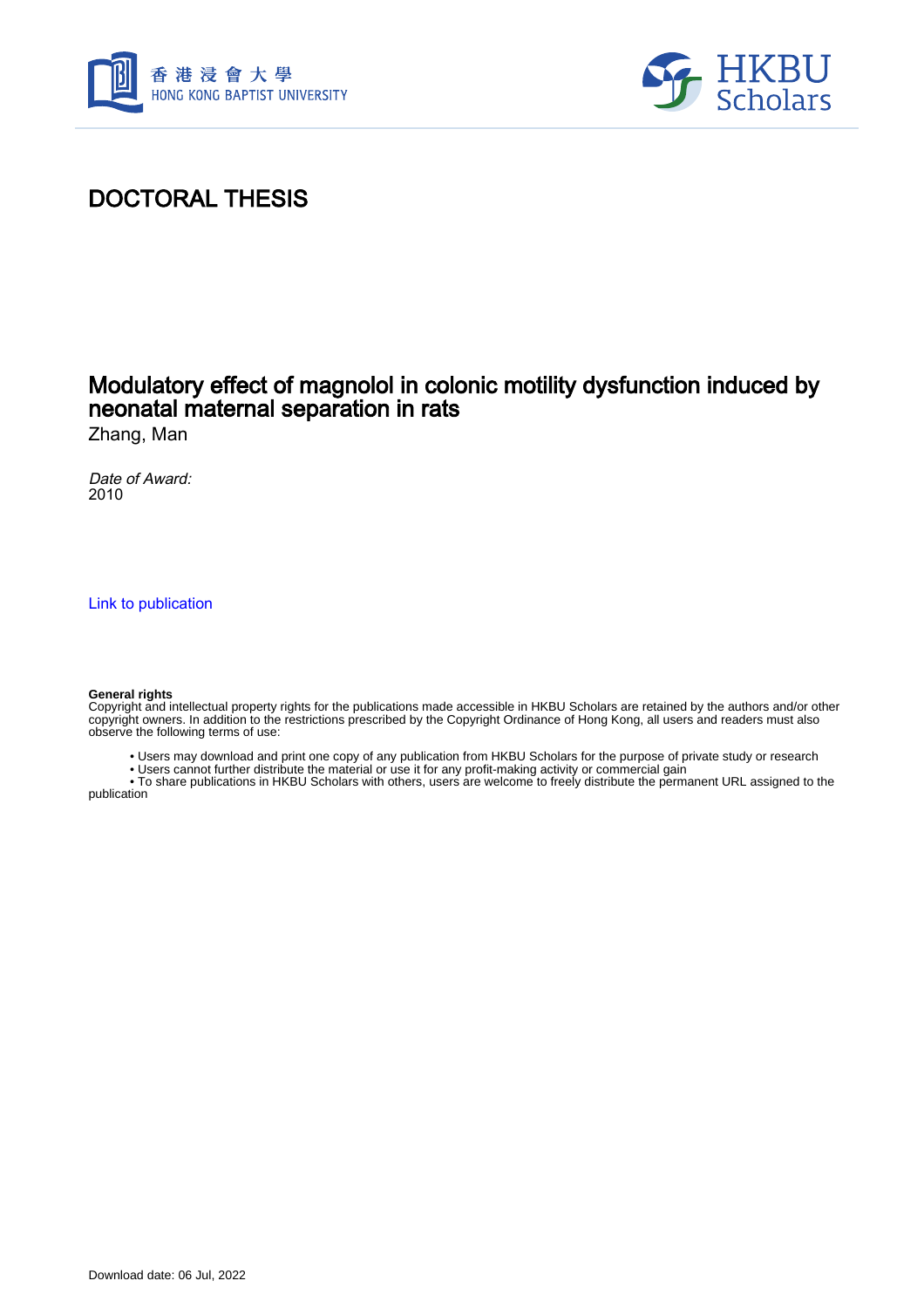# DOCTORAL THESIS

## Modulatory effect of magnolol in colonic motility dysfunction induced by neonatal maternal separation in rats

Zhang, Man

*Date of Award:*
2010

Link to publication

**General rights**
Copyright and intellectual property rights for the publications made accessible in HKBU Scholars are retained by the authors and/or other copyright owners. In addition to the restrictions prescribed by the Copyright Ordinance of Hong Kong, all users and readers must also observe the following terms of use:

- Users may download and print one copy of any publication from HKBU Scholars for the purpose of private study or research
- Users cannot further distribute the material or use it for any profit-making activity or commercial gain
- To share publications in HKBU Scholars with others, users are welcome to freely distribute the permanent URL assigned to the publication

Download date: 06 Jul, 2022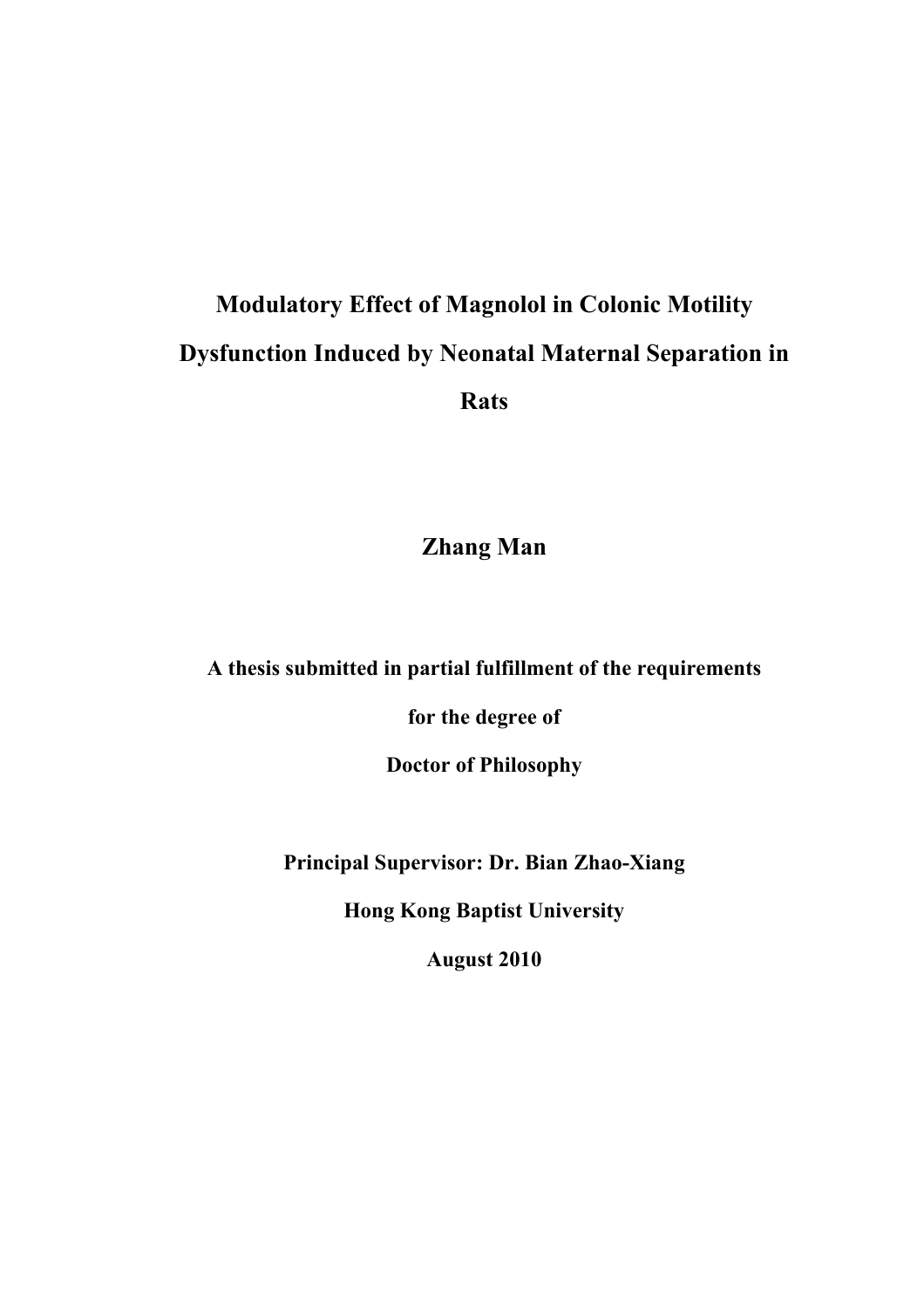# Modulatory Effect of Magnolol in Colonic Motility Dysfunction Induced by Neonatal Maternal Separation in Rats

**Zhang Man**

**A thesis submitted in partial fulfillment of the requirements**

**for the degree of**

**Doctor of Philosophy**

**Principal Supervisor: Dr. Bian Zhao-Xiang**

**Hong Kong Baptist University**

**August 2010**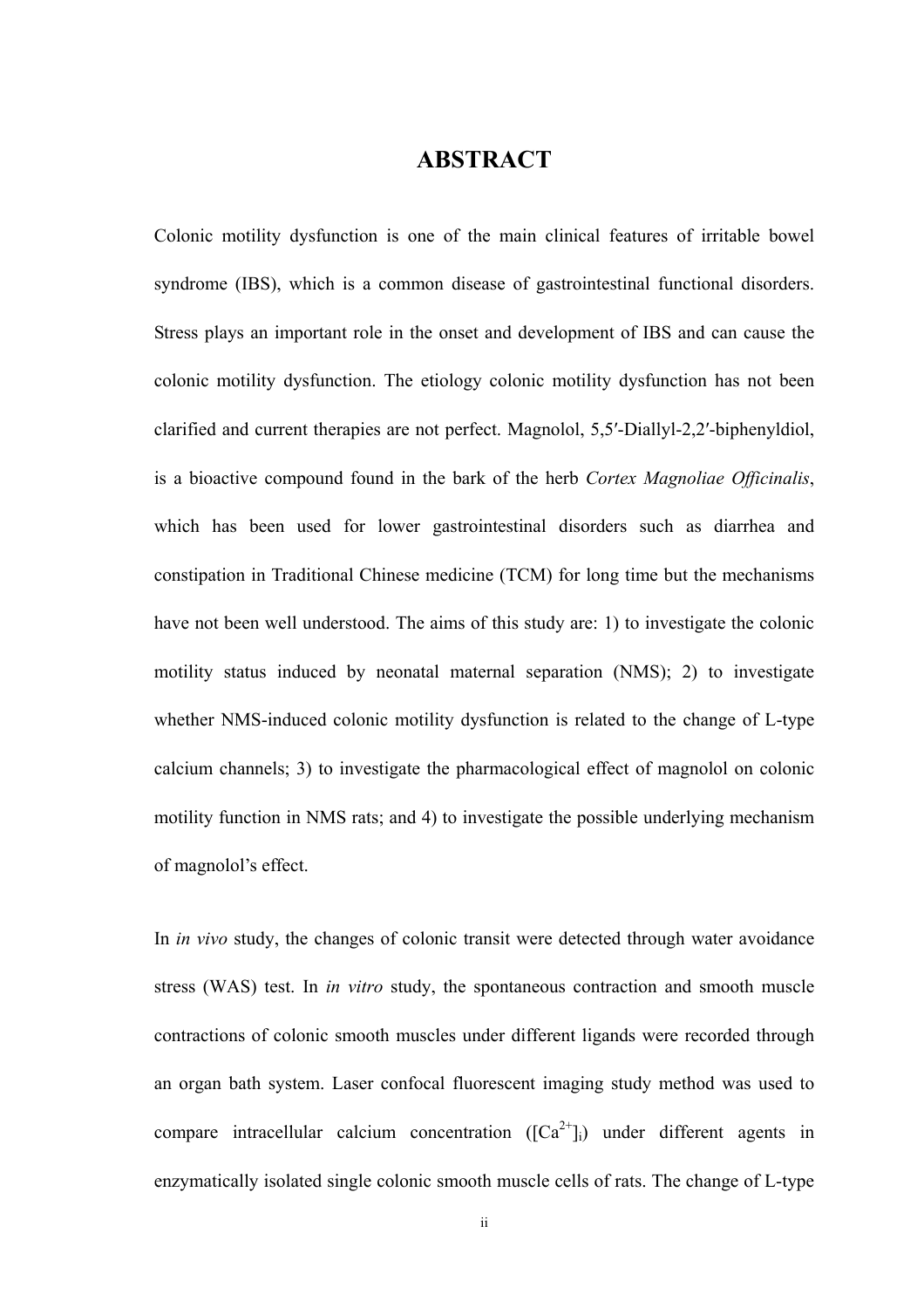# ABSTRACT

Colonic motility dysfunction is one of the main clinical features of irritable bowel syndrome (IBS), which is a common disease of gastrointestinal functional disorders. Stress plays an important role in the onset and development of IBS and can cause the colonic motility dysfunction. The etiology colonic motility dysfunction has not been clarified and current therapies are not perfect. Magnolol, 5,5′-Diallyl-2,2′-biphenyldiol, is a bioactive compound found in the bark of the herb *Cortex Magnoliae Officinalis*, which has been used for lower gastrointestinal disorders such as diarrhea and constipation in Traditional Chinese medicine (TCM) for long time but the mechanisms have not been well understood. The aims of this study are: 1) to investigate the colonic motility status induced by neonatal maternal separation (NMS); 2) to investigate whether NMS-induced colonic motility dysfunction is related to the change of L-type calcium channels; 3) to investigate the pharmacological effect of magnolol on colonic motility function in NMS rats; and 4) to investigate the possible underlying mechanism of magnolol's effect.

In *in vivo* study, the changes of colonic transit were detected through water avoidance stress (WAS) test. In *in vitro* study, the spontaneous contraction and smooth muscle contractions of colonic smooth muscles under different ligands were recorded through an organ bath system. Laser confocal fluorescent imaging study method was used to compare intracellular calcium concentration ($[Ca^{2+}]_i$) under different agents in enzymatically isolated single colonic smooth muscle cells of rats. The change of L-type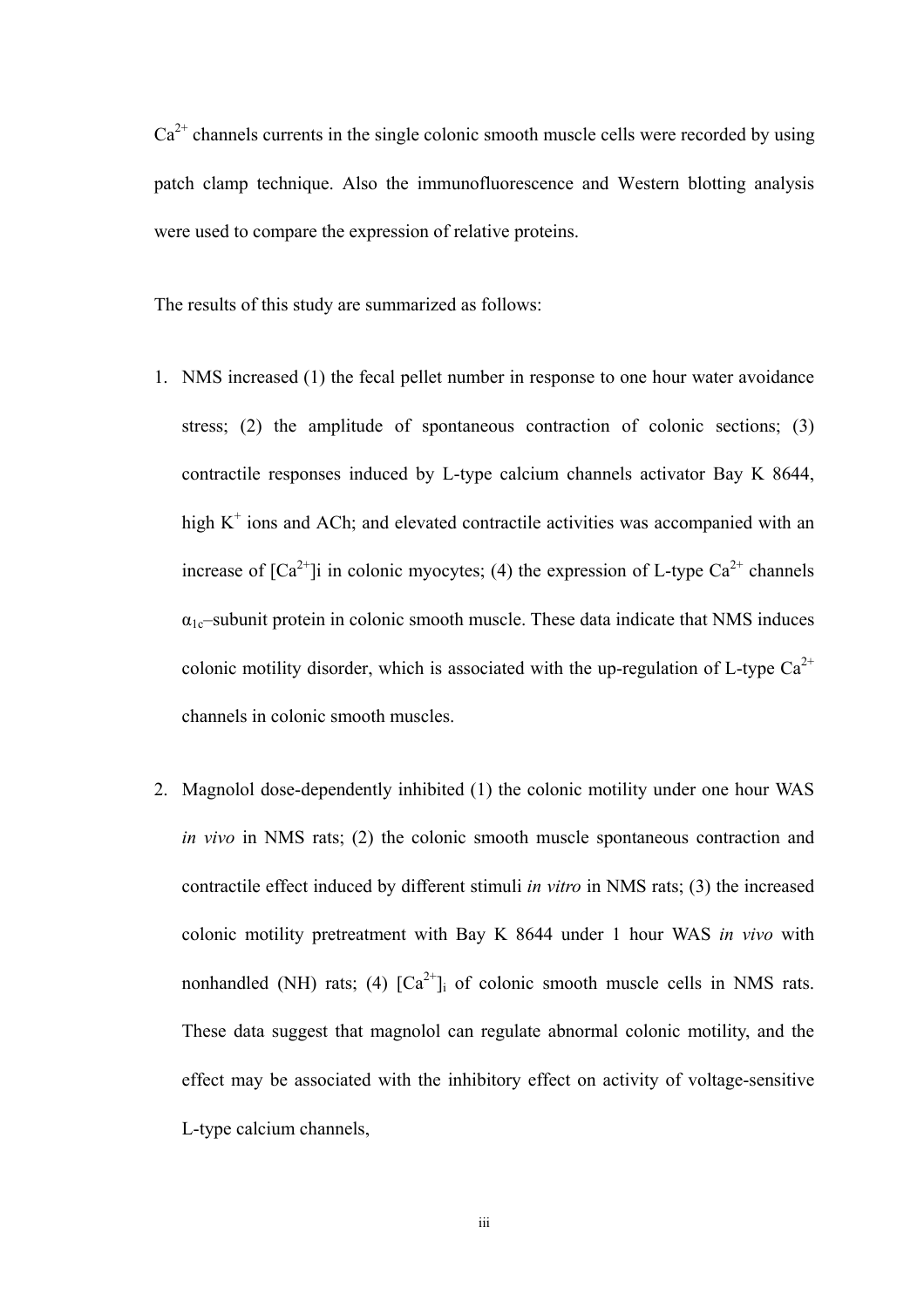$Ca^{2+}$ channels currents in the single colonic smooth muscle cells were recorded by using patch clamp technique. Also the immunofluorescence and Western blotting analysis were used to compare the expression of relative proteins.

The results of this study are summarized as follows:

1. NMS increased (1) the fecal pellet number in response to one hour water avoidance stress; (2) the amplitude of spontaneous contraction of colonic sections; (3) contractile responses induced by L-type calcium channels activator Bay K 8644, high $K^+$ ions and ACh; and elevated contractile activities was accompanied with an increase of $[Ca^{2+}]i$ in colonic myocytes; (4) the expression of L-type $Ca^{2+}$ channels $\alpha_{1c}$–subunit protein in colonic smooth muscle. These data indicate that NMS induces colonic motility disorder, which is associated with the up-regulation of L-type $Ca^{2+}$ channels in colonic smooth muscles.

2. Magnolol dose-dependently inhibited (1) the colonic motility under one hour WAS *in vivo* in NMS rats; (2) the colonic smooth muscle spontaneous contraction and contractile effect induced by different stimuli *in vitro* in NMS rats; (3) the increased colonic motility pretreatment with Bay K 8644 under 1 hour WAS *in vivo* with nonhandled (NH) rats; (4) $[Ca^{2+}]_i$ of colonic smooth muscle cells in NMS rats. These data suggest that magnolol can regulate abnormal colonic motility, and the effect may be associated with the inhibitory effect on activity of voltage-sensitive L-type calcium channels,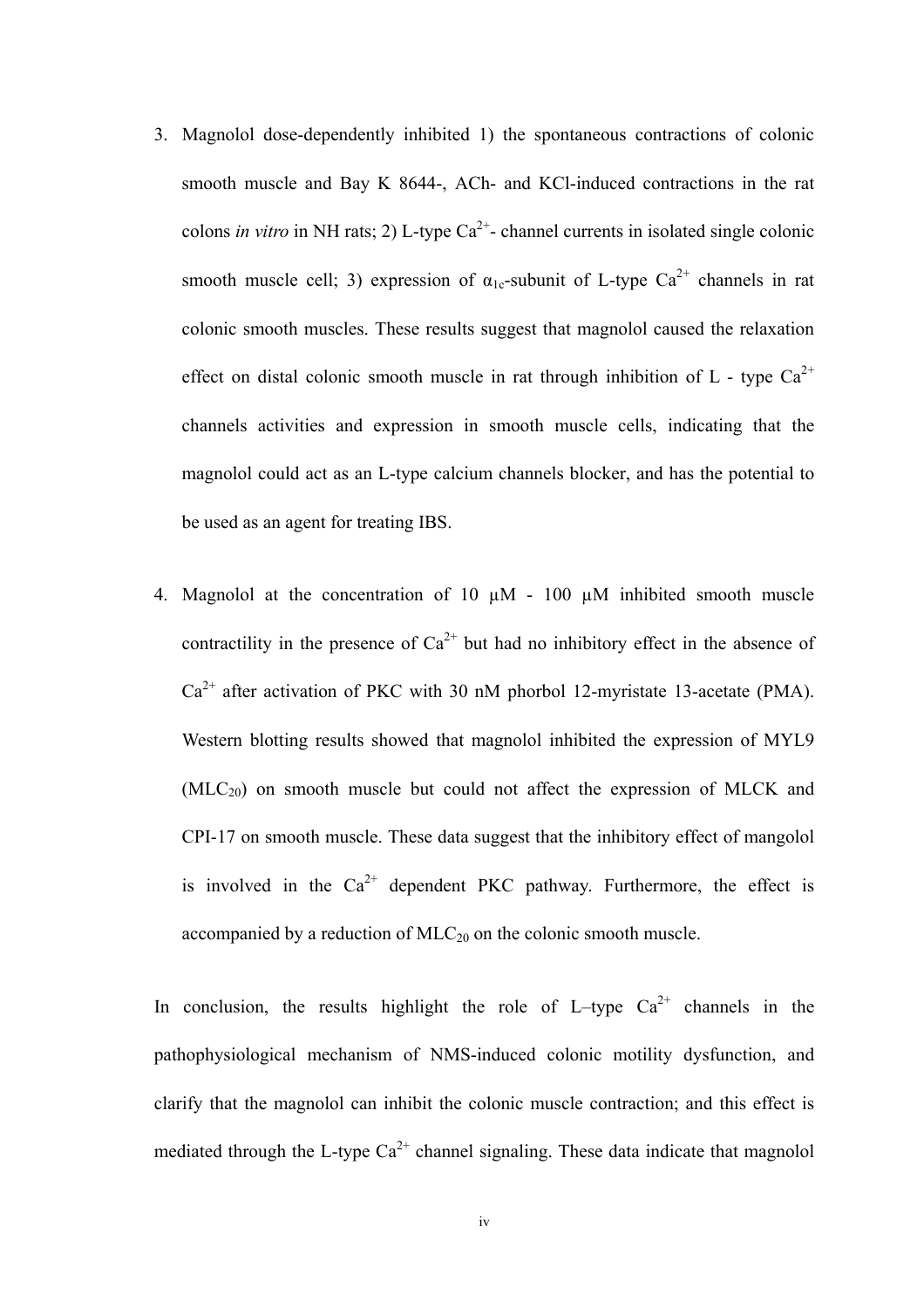3. Magnolol dose-dependently inhibited 1) the spontaneous contractions of colonic smooth muscle and Bay K 8644-, ACh- and KCl-induced contractions in the rat colons *in vitro* in NH rats; 2) L-type $Ca^{2+}$- channel currents in isolated single colonic smooth muscle cell; 3) expression of $\alpha_{1c}$-subunit of L-type $Ca^{2+}$ channels in rat colonic smooth muscles. These results suggest that magnolol caused the relaxation effect on distal colonic smooth muscle in rat through inhibition of L - type $Ca^{2+}$ channels activities and expression in smooth muscle cells, indicating that the magnolol could act as an L-type calcium channels blocker, and has the potential to be used as an agent for treating IBS.

4. Magnolol at the concentration of 10 μM - 100 μM inhibited smooth muscle contractility in the presence of $Ca^{2+}$ but had no inhibitory effect in the absence of $Ca^{2+}$ after activation of PKC with 30 nM phorbol 12-myristate 13-acetate (PMA). Western blotting results showed that magnolol inhibited the expression of MYL9 ($MLC_{20}$) on smooth muscle but could not affect the expression of MLCK and CPI-17 on smooth muscle. These data suggest that the inhibitory effect of mangolol is involved in the $Ca^{2+}$ dependent PKC pathway. Furthermore, the effect is accompanied by a reduction of $MLC_{20}$ on the colonic smooth muscle.

In conclusion, the results highlight the role of L–type $Ca^{2+}$ channels in the pathophysiological mechanism of NMS-induced colonic motility dysfunction, and clarify that the magnolol can inhibit the colonic muscle contraction; and this effect is mediated through the L-type $Ca^{2+}$ channel signaling. These data indicate that magnolol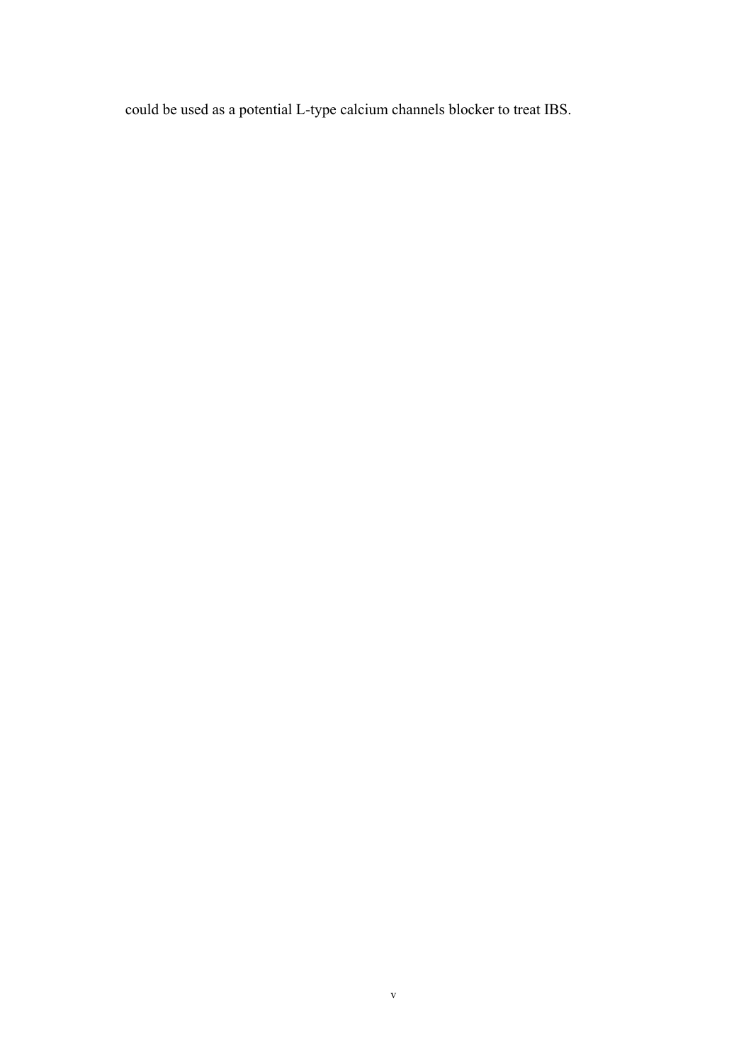could be used as a potential L-type calcium channels blocker to treat IBS.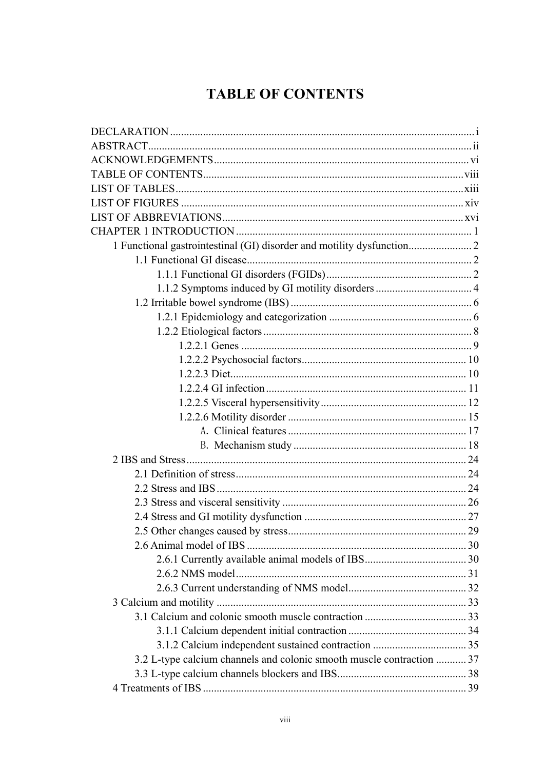# TABLE OF CONTENTS

DECLARATION ........ i
ABSTRACT ........ ii
ACKNOWLEDGEMENTS ........ vi
TABLE OF CONTENTS ........ viii
LIST OF TABLES ........ xiii
LIST OF FIGURES ........ xiv
LIST OF ABBREVIATIONS ........ xvi
CHAPTER 1 INTRODUCTION ........ 1
- 1 Functional gastrointestinal (GI) disorder and motility dysfunction ........ 2
  - 1.1 Functional GI disease ........ 2
    - 1.1.1 Functional GI disorders (FGIDs) ........ 2
    - 1.1.2 Symptoms induced by GI motility disorders ........ 4
  - 1.2 Irritable bowel syndrome (IBS) ........ 6
    - 1.2.1 Epidemiology and categorization ........ 6
    - 1.2.2 Etiological factors ........ 8
      - 1.2.2.1 Genes ........ 9
      - 1.2.2.2 Psychosocial factors ........ 10
      - 1.2.2.3 Diet ........ 10
      - 1.2.2.4 GI infection ........ 11
      - 1.2.2.5 Visceral hypersensitivity ........ 12
      - 1.2.2.6 Motility disorder ........ 15
        - A. Clinical features ........ 17
        - B. Mechanism study ........ 18
- 2 IBS and Stress ........ 24
  - 2.1 Definition of stress ........ 24
  - 2.2 Stress and IBS ........ 24
  - 2.3 Stress and visceral sensitivity ........ 26
  - 2.4 Stress and GI motility dysfunction ........ 27
  - 2.5 Other changes caused by stress ........ 29
  - 2.6 Animal model of IBS ........ 30
    - 2.6.1 Currently available animal models of IBS ........ 30
    - 2.6.2 NMS model ........ 31
    - 2.6.3 Current understanding of NMS model ........ 32
- 3 Calcium and motility ........ 33
  - 3.1 Calcium and colonic smooth muscle contraction ........ 33
    - 3.1.1 Calcium dependent initial contraction ........ 34
    - 3.1.2 Calcium independent sustained contraction ........ 35
  - 3.2 L-type calcium channels and colonic smooth muscle contraction ........ 37
  - 3.3 L-type calcium channels blockers and IBS ........ 38
- 4 Treatments of IBS ........ 39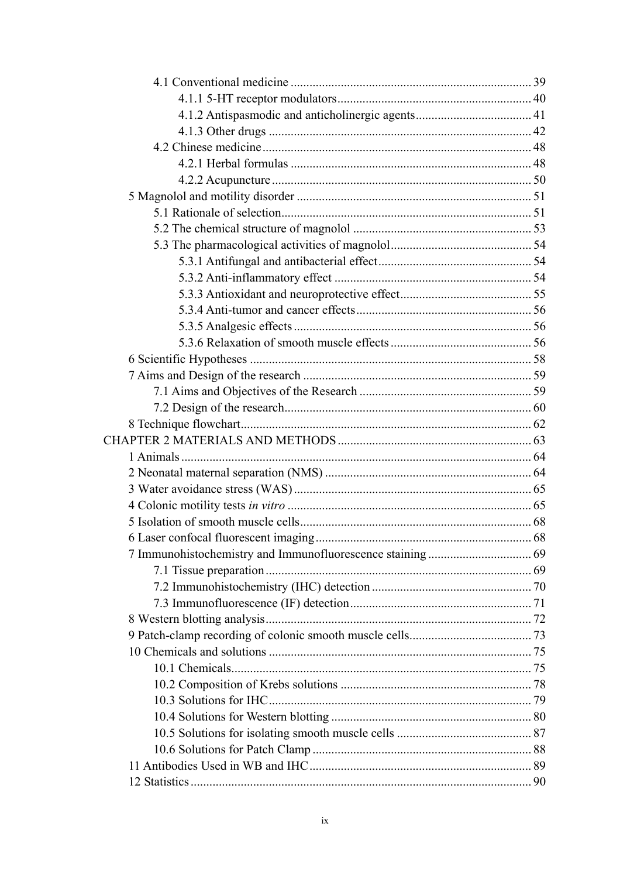4.1 Conventional medicine ........................................................................ 39

4.1.1 5-HT receptor modulators.............................................................. 40

4.1.2 Antispasmodic and anticholinergic agents..................................... 41

4.1.3 Other drugs .................................................................................... 42

4.2 Chinese medicine ..................................................................................... 48

4.2.1 Herbal formulas .............................................................................. 48

4.2.2 Acupuncture .................................................................................... 50

5 Magnolol and motility disorder ........................................................................ 51

5.1 Rationale of selection................................................................................ 51

5.2 The chemical structure of magnolol ........................................................ 53

5.3 The pharmacological activities of magnolol............................................ 54

5.3.1 Antifungal and antibacterial effect................................................ 54

5.3.2 Anti-inflammatory effect .............................................................. 54

5.3.3 Antioxidant and neuroprotective effect.......................................... 55

5.3.4 Anti-tumor and cancer effects ....................................................... 56

5.3.5 Analgesic effects ........................................................................... 56

5.3.6 Relaxation of smooth muscle effects ............................................ 56

6 Scientific Hypotheses ........................................................................................ 58

7 Aims and Design of the research ....................................................................... 59

7.1 Aims and Objectives of the Research ...................................................... 59

7.2 Design of the research.............................................................................. 60

8 Technique flowchart............................................................................................ 62

CHAPTER 2 MATERIALS AND METHODS ............................................................ 63

1 Animals ............................................................................................................... 64

2 Neonatal maternal separation (NMS) ................................................................. 64

3 Water avoidance stress (WAS) ........................................................................... 65

4 Colonic motility tests *in vitro* ............................................................................ 65

5 Isolation of smooth muscle cells......................................................................... 68

6 Laser confocal fluorescent imaging.................................................................... 68

7 Immunohistochemistry and Immunofluorescence staining ................................ 69

7.1 Tissue preparation .................................................................................... 69

7.2 Immunohistochemistry (IHC) detection .................................................. 70

7.3 Immunofluorescence (IF) detection.......................................................... 71

8 Western blotting analysis.................................................................................... 72

9 Patch-clamp recording of colonic smooth muscle cells...................................... 73

10 Chemicals and solutions ................................................................................... 75

10.1 Chemicals............................................................................................... 75

10.2 Composition of Krebs solutions ............................................................ 78

10.3 Solutions for IHC................................................................................... 79

10.4 Solutions for Western blotting ............................................................... 80

10.5 Solutions for isolating smooth muscle cells .......................................... 87

10.6 Solutions for Patch Clamp ..................................................................... 88

11 Antibodies Used in WB and IHC...................................................................... 89

12 Statistics ............................................................................................................ 90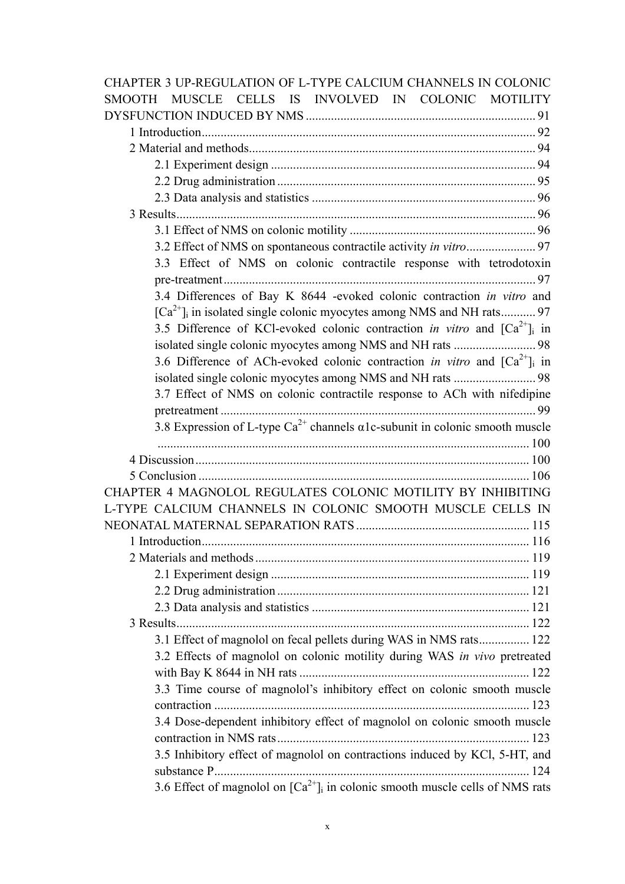CHAPTER 3 UP-REGULATION OF L-TYPE CALCIUM CHANNELS IN COLONIC SMOOTH MUSCLE CELLS IS INVOLVED IN COLONIC MOTILITY DYSFUNCTION INDUCED BY NMS ........ 91

- 1 Introduction ........ 92
- 2 Material and methods ........ 94
  - 2.1 Experiment design ........ 94
  - 2.2 Drug administration ........ 95
  - 2.3 Data analysis and statistics ........ 96
- 3 Results ........ 96
  - 3.1 Effect of NMS on colonic motility ........ 96
  - 3.2 Effect of NMS on spontaneous contractile activity *in vitro* ........ 97
  - 3.3 Effect of NMS on colonic contractile response with tetrodotoxin pre-treatment ........ 97
  - 3.4 Differences of Bay K 8644 -evoked colonic contraction *in vitro* and $[Ca^{2+}]_i$ in isolated single colonic myocytes among NMS and NH rats ........ 97
  - 3.5 Difference of KCl-evoked colonic contraction *in vitro* and $[Ca^{2+}]_i$ in isolated single colonic myocytes among NMS and NH rats ........ 98
  - 3.6 Difference of ACh-evoked colonic contraction *in vitro* and $[Ca^{2+}]_i$ in isolated single colonic myocytes among NMS and NH rats ........ 98
  - 3.7 Effect of NMS on colonic contractile response to ACh with nifedipine pretreatment ........ 99
  - 3.8 Expression of L-type $Ca^{2+}$ channels α1c-subunit in colonic smooth muscle ........ 100
- 4 Discussion ........ 100
- 5 Conclusion ........ 106

CHAPTER 4 MAGNOLOL REGULATES COLONIC MOTILITY BY INHIBITING L-TYPE CALCIUM CHANNELS IN COLONIC SMOOTH MUSCLE CELLS IN NEONATAL MATERNAL SEPARATION RATS ........ 115

- 1 Introduction ........ 116
- 2 Materials and methods ........ 119
  - 2.1 Experiment design ........ 119
  - 2.2 Drug administration ........ 121
  - 2.3 Data analysis and statistics ........ 121
- 3 Results ........ 122
  - 3.1 Effect of magnolol on fecal pellets during WAS in NMS rats ........ 122
  - 3.2 Effects of magnolol on colonic motility during WAS *in vivo* pretreated with Bay K 8644 in NH rats ........ 122
  - 3.3 Time course of magnolol's inhibitory effect on colonic smooth muscle contraction ........ 123
  - 3.4 Dose-dependent inhibitory effect of magnolol on colonic smooth muscle contraction in NMS rats ........ 123
  - 3.5 Inhibitory effect of magnolol on contractions induced by KCl, 5-HT, and substance P ........ 124
  - 3.6 Effect of magnolol on $[Ca^{2+}]_i$ in colonic smooth muscle cells of NMS rats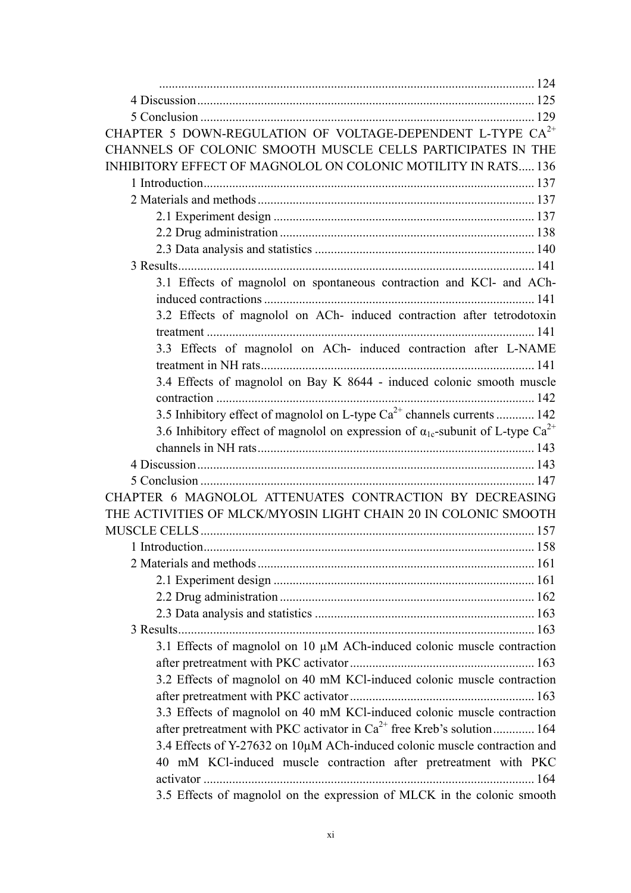...................................................................................................... 124

4 Discussion ......................................................................................... 125

5 Conclusion ......................................................................................... 129

CHAPTER 5 DOWN-REGULATION OF VOLTAGE-DEPENDENT L-TYPE $CA^{2+}$ CHANNELS OF COLONIC SMOOTH MUSCLE CELLS PARTICIPATES IN THE INHIBITORY EFFECT OF MAGNOLOL ON COLONIC MOTILITY IN RATS..... 136

1 Introduction ......................................................................................... 137

2 Materials and methods ......................................................................... 137

2.1 Experiment design ................................................................... 137

2.2 Drug administration ................................................................. 138

2.3 Data analysis and statistics ..................................................... 140

3 Results ................................................................................................ 141

3.1 Effects of magnolol on spontaneous contraction and KCl- and ACh-induced contractions ........................................................................ 141

3.2 Effects of magnolol on ACh- induced contraction after tetrodotoxin treatment ......................................................................................... 141

3.3 Effects of magnolol on ACh- induced contraction after L-NAME treatment in NH rats ....................................................................... 141

3.4 Effects of magnolol on Bay K 8644 - induced colonic smooth muscle contraction ....................................................................................... 142

3.5 Inhibitory effect of magnolol on L-type $Ca^{2+}$ channels currents ............ 142

3.6 Inhibitory effect of magnolol on expression of $\alpha_{1c}$-subunit of L-type $Ca^{2+}$ channels in NH rats ....................................................................... 143

4 Discussion ......................................................................................... 143

5 Conclusion ......................................................................................... 147

CHAPTER 6 MAGNOLOL ATTENUATES CONTRACTION BY DECREASING THE ACTIVITIES OF MLCK/MYOSIN LIGHT CHAIN 20 IN COLONIC SMOOTH MUSCLE CELLS ......................................................................................... 157

1 Introduction ......................................................................................... 158

2 Materials and methods ......................................................................... 161

2.1 Experiment design ................................................................... 161

2.2 Drug administration ................................................................. 162

2.3 Data analysis and statistics ..................................................... 163

3 Results ................................................................................................ 163

3.1 Effects of magnolol on 10 μM ACh-induced colonic muscle contraction after pretreatment with PKC activator ............................................. 163

3.2 Effects of magnolol on 40 mM KCl-induced colonic muscle contraction after pretreatment with PKC activator ............................................. 163

3.3 Effects of magnolol on 40 mM KCl-induced colonic muscle contraction after pretreatment with PKC activator in $Ca^{2+}$ free Kreb's solution ............ 164

3.4 Effects of Y-27632 on 10μM ACh-induced colonic muscle contraction and 40 mM KCl-induced muscle contraction after pretreatment with PKC activator ......................................................................................... 164

3.5 Effects of magnolol on the expression of MLCK in the colonic smooth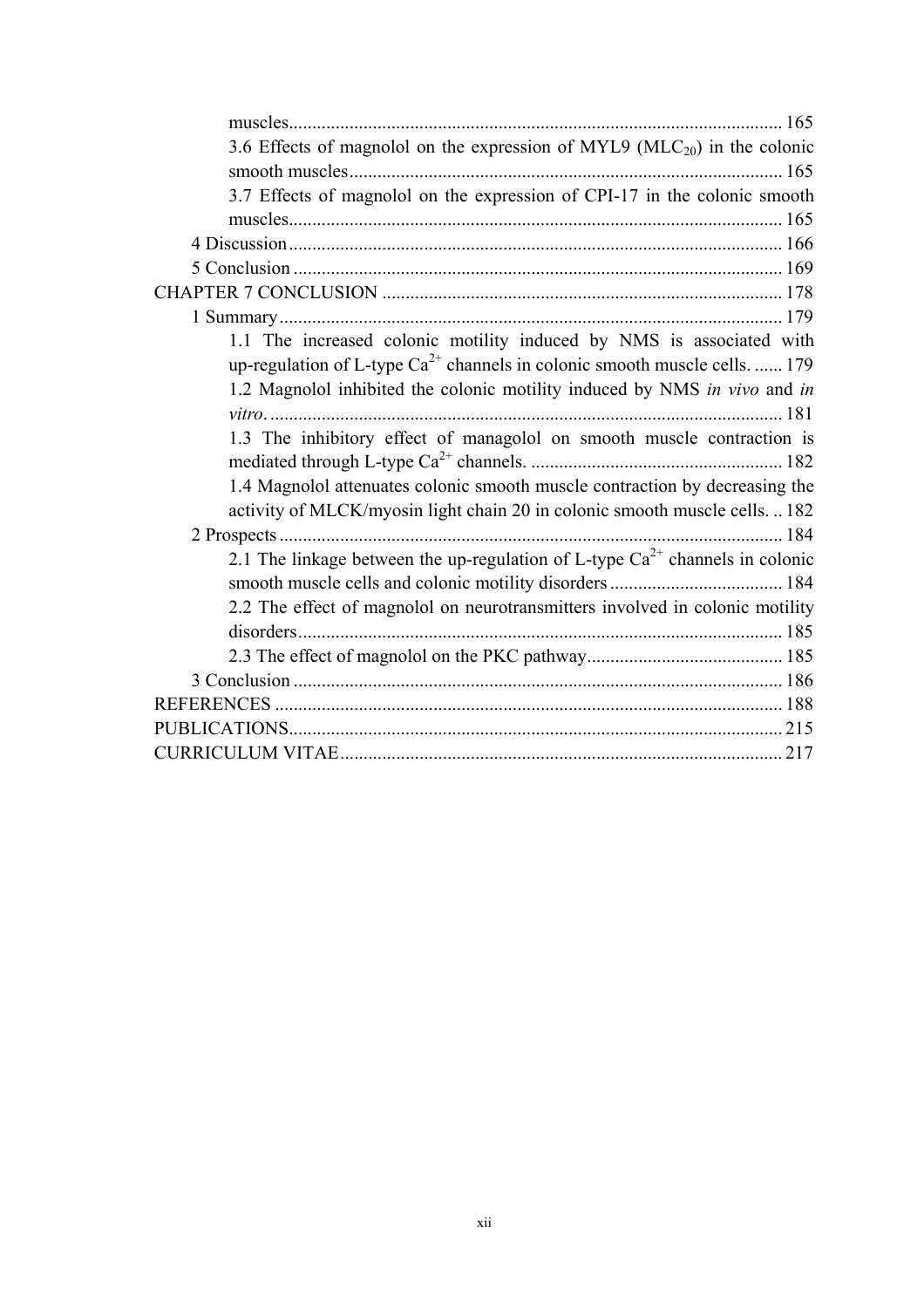muscles........................................................................................................ 165

3.6 Effects of magnolol on the expression of MYL9 ($MLC_{20}$) in the colonic smooth muscles ........................................................................................... 165

3.7 Effects of magnolol on the expression of CPI-17 in the colonic smooth muscles........................................................................................................ 165

4 Discussion ......................................................................................................... 166

5 Conclusion ........................................................................................................ 169

CHAPTER 7 CONCLUSION ..................................................................................... 178

1 Summary ........................................................................................................... 179

1.1 The increased colonic motility induced by NMS is associated with up-regulation of L-type $Ca^{2+}$ channels in colonic smooth muscle cells. ...... 179

1.2 Magnolol inhibited the colonic motility induced by NMS *in vivo* and *in vitro*. ............................................................................................................ 181

1.3 The inhibitory effect of managolol on smooth muscle contraction is mediated through L-type $Ca^{2+}$ channels. ..................................................... 182

1.4 Magnolol attenuates colonic smooth muscle contraction by decreasing the activity of MLCK/myosin light chain 20 in colonic smooth muscle cells. .. 182

2 Prospects ........................................................................................................... 184

2.1 The linkage between the up-regulation of L-type $Ca^{2+}$ channels in colonic smooth muscle cells and colonic motility disorders ..................................... 184

2.2 The effect of magnolol on neurotransmitters involved in colonic motility disorders...................................................................................................... 185

2.3 The effect of magnolol on the PKC pathway.......................................... 185

3 Conclusion ........................................................................................................ 186

REFERENCES ............................................................................................................ 188

PUBLICATIONS......................................................................................................... 215

CURRICULUM VITAE.............................................................................................. 217